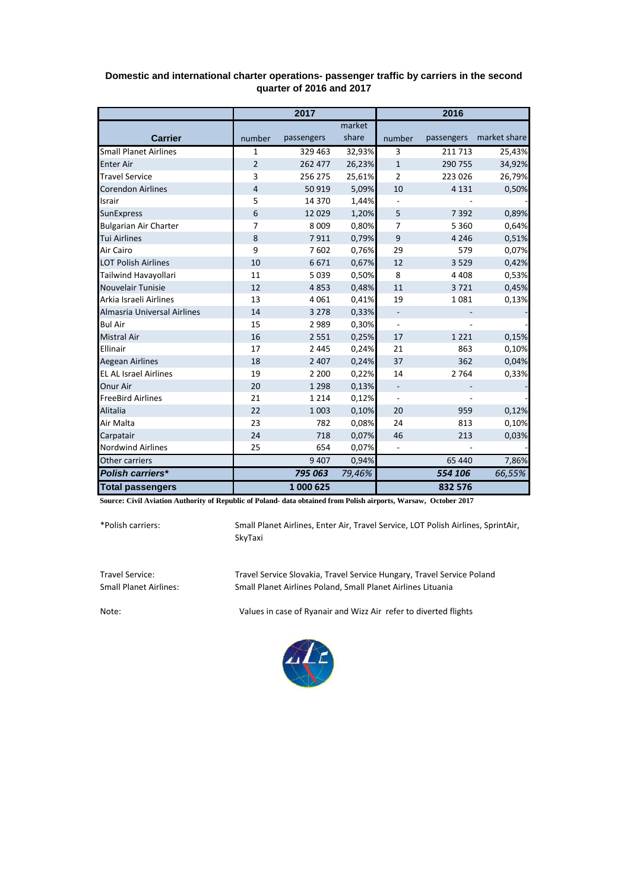## Domestic and international charter operations- passenger traffic by carriers in the second quarter of 2016 and 2017

| Carrier | 2017 | | | 2016 | | |
|---|---|---|---|---|---|---|
| | number | passengers | market share | number | passengers | market share |
| Small Planet Airlines | 1 | 329 463 | 32,93% | 3 | 211 713 | 25,43% |
| Enter Air | 2 | 262 477 | 26,23% | 1 | 290 755 | 34,92% |
| Travel Service | 3 | 256 275 | 25,61% | 2 | 223 026 | 26,79% |
| Corendon Airlines | 4 | 50 919 | 5,09% | 10 | 4 131 | 0,50% |
| Israir | 5 | 14 370 | 1,44% | - | - | - |
| SunExpress | 6 | 12 029 | 1,20% | 5 | 7 392 | 0,89% |
| Bulgarian Air Charter | 7 | 8 009 | 0,80% | 7 | 5 360 | 0,64% |
| Tui Airlines | 8 | 7 911 | 0,79% | 9 | 4 246 | 0,51% |
| Air Cairo | 9 | 7 602 | 0,76% | 29 | 579 | 0,07% |
| LOT Polish Airlines | 10 | 6 671 | 0,67% | 12 | 3 529 | 0,42% |
| Tailwind Havayollari | 11 | 5 039 | 0,50% | 8 | 4 408 | 0,53% |
| Nouvelair Tunisie | 12 | 4 853 | 0,48% | 11 | 3 721 | 0,45% |
| Arkia Israeli Airlines | 13 | 4 061 | 0,41% | 19 | 1 081 | 0,13% |
| Almasria Universal Airlines | 14 | 3 278 | 0,33% | - | - | - |
| Bul Air | 15 | 2 989 | 0,30% | - | - | - |
| Mistral Air | 16 | 2 551 | 0,25% | 17 | 1 221 | 0,15% |
| Ellinair | 17 | 2 445 | 0,24% | 21 | 863 | 0,10% |
| Aegean Airlines | 18 | 2 407 | 0,24% | 37 | 362 | 0,04% |
| EL AL Israel Airlines | 19 | 2 200 | 0,22% | 14 | 2 764 | 0,33% |
| Onur Air | 20 | 1 298 | 0,13% | - | - | - |
| FreeBird Airlines | 21 | 1 214 | 0,12% | - | - | - |
| Alitalia | 22 | 1 003 | 0,10% | 20 | 959 | 0,12% |
| Air Malta | 23 | 782 | 0,08% | 24 | 813 | 0,10% |
| Carpatair | 24 | 718 | 0,07% | 46 | 213 | 0,03% |
| Nordwind Airlines | 25 | 654 | 0,07% | - | - | - |
| Other carriers | | 9 407 | 0,94% | | 65 440 | 7,86% |
| ***Polish carriers**** | | ***795 063*** | *79,46%* | | ***554 106*** | *66,55%* |
| **Total passengers** | | **1 000 625** | | | **832 576** | |

**Source: Civil Aviation Authority of Republic of Poland- data obtained from Polish airports, Warsaw, October 2017**

*Polish carriers: Small Planet Airlines, Enter Air, Travel Service, LOT Polish Airlines, SprintAir, SkyTaxi

Travel Service: Travel Service Slovakia, Travel Service Hungary, Travel Service Poland

Small Planet Airlines: Small Planet Airlines Poland, Small Planet Airlines Lituania

Note: Values in case of Ryanair and Wizz Air refer to diverted flights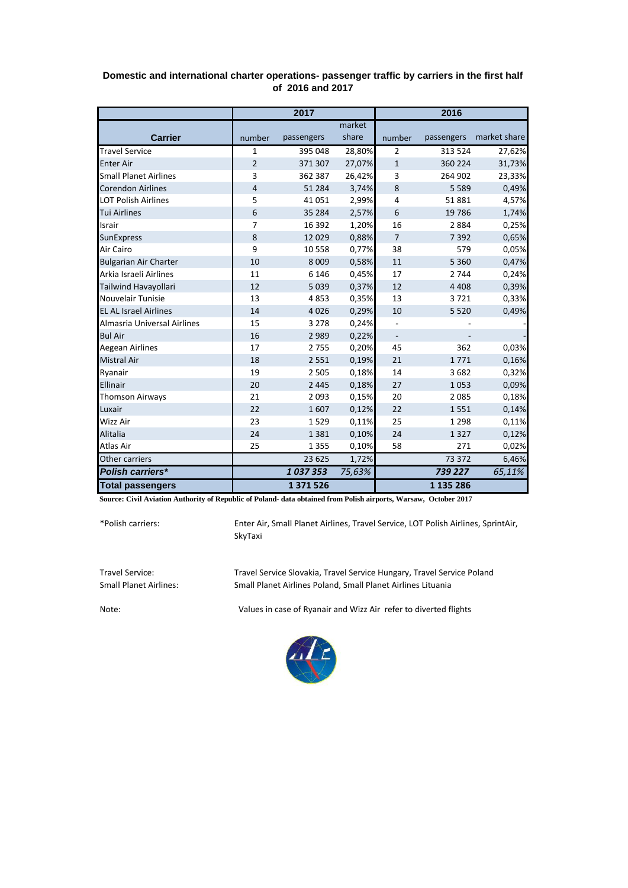### Domestic and international charter operations- passenger traffic by carriers in the first half of 2016 and 2017

| | 2017 | | | 2016 | | |
|---|---|---|---|---|---|---|
| Carrier | number | passengers | market share | number | passengers | market share |
| Travel Service | 1 | 395 048 | 28,80% | 2 | 313 524 | 27,62% |
| Enter Air | 2 | 371 307 | 27,07% | 1 | 360 224 | 31,73% |
| Small Planet Airlines | 3 | 362 387 | 26,42% | 3 | 264 902 | 23,33% |
| Corendon Airlines | 4 | 51 284 | 3,74% | 8 | 5 589 | 0,49% |
| LOT Polish Airlines | 5 | 41 051 | 2,99% | 4 | 51 881 | 4,57% |
| Tui Airlines | 6 | 35 284 | 2,57% | 6 | 19 786 | 1,74% |
| Israir | 7 | 16 392 | 1,20% | 16 | 2 884 | 0,25% |
| SunExpress | 8 | 12 029 | 0,88% | 7 | 7 392 | 0,65% |
| Air Cairo | 9 | 10 558 | 0,77% | 38 | 579 | 0,05% |
| Bulgarian Air Charter | 10 | 8 009 | 0,58% | 11 | 5 360 | 0,47% |
| Arkia Israeli Airlines | 11 | 6 146 | 0,45% | 17 | 2 744 | 0,24% |
| Tailwind Havayollari | 12 | 5 039 | 0,37% | 12 | 4 408 | 0,39% |
| Nouvelair Tunisie | 13 | 4 853 | 0,35% | 13 | 3 721 | 0,33% |
| EL AL Israel Airlines | 14 | 4 026 | 0,29% | 10 | 5 520 | 0,49% |
| Almasria Universal Airlines | 15 | 3 278 | 0,24% | - | - | - |
| Bul Air | 16 | 2 989 | 0,22% | - | - | - |
| Aegean Airlines | 17 | 2 755 | 0,20% | 45 | 362 | 0,03% |
| Mistral Air | 18 | 2 551 | 0,19% | 21 | 1 771 | 0,16% |
| Ryanair | 19 | 2 505 | 0,18% | 14 | 3 682 | 0,32% |
| Ellinair | 20 | 2 445 | 0,18% | 27 | 1 053 | 0,09% |
| Thomson Airways | 21 | 2 093 | 0,15% | 20 | 2 085 | 0,18% |
| Luxair | 22 | 1 607 | 0,12% | 22 | 1 551 | 0,14% |
| Wizz Air | 23 | 1 529 | 0,11% | 25 | 1 298 | 0,11% |
| Alitalia | 24 | 1 381 | 0,10% | 24 | 1 327 | 0,12% |
| Atlas Air | 25 | 1 355 | 0,10% | 58 | 271 | 0,02% |
| Other carriers | | 23 625 | 1,72% | | 73 372 | 6,46% |
| ***Polish carriers**** | | ***1 037 353*** | *75,63%* | | ***739 227*** | *65,11%* |
| **Total passengers** | | **1 371 526** | | | **1 135 286** | |

**Source: Civil Aviation Authority of Republic of Poland- data obtained from Polish airports, Warsaw, October 2017**

*Polish carriers: Enter Air, Small Planet Airlines, Travel Service, LOT Polish Airlines, SprintAir, SkyTaxi

Travel Service: Travel Service Slovakia, Travel Service Hungary, Travel Service Poland

Small Planet Airlines: Small Planet Airlines Poland, Small Planet Airlines Lituania

Note: Values in case of Ryanair and Wizz Air refer to diverted flights